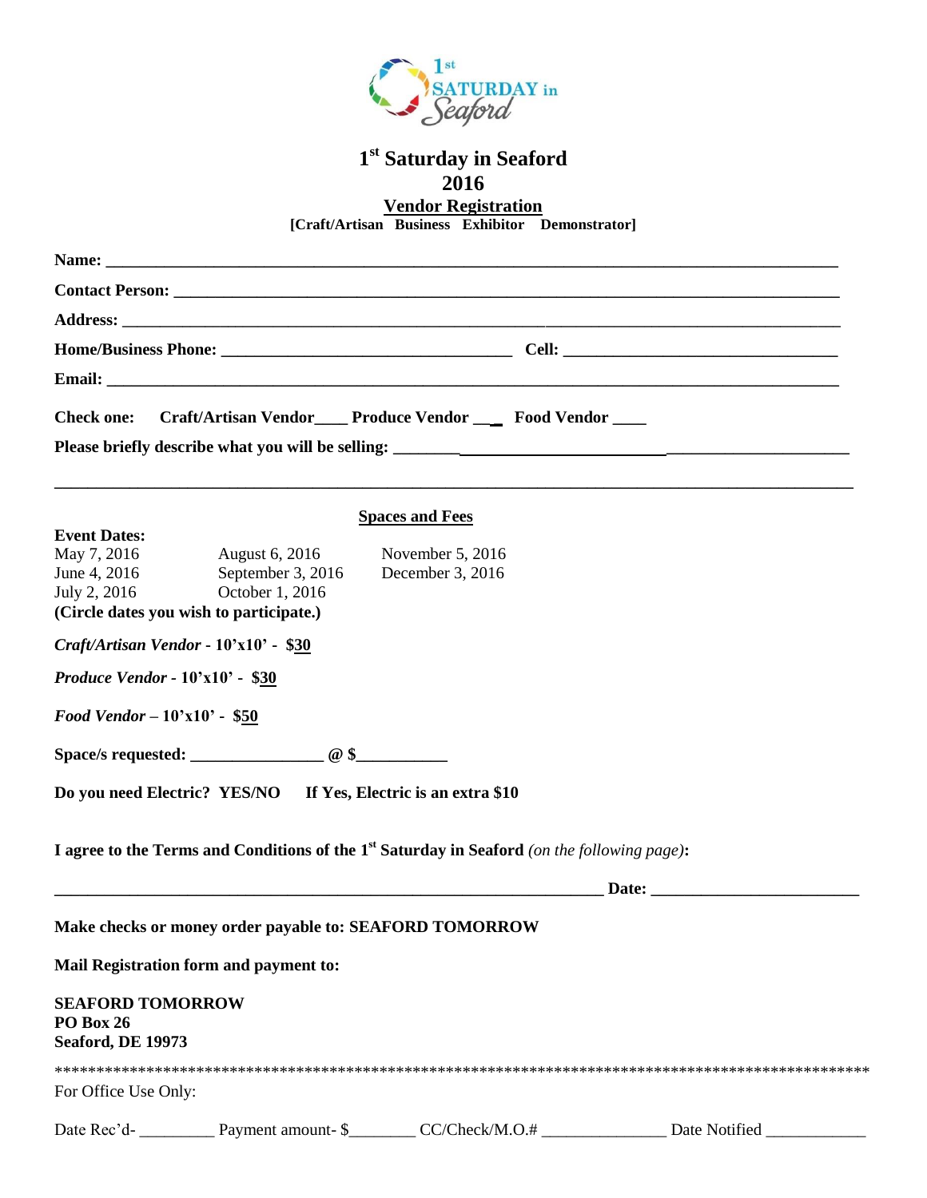# 1st Saturday in Seaford
## 2016
### Vendor Registration
**[Craft/Artisan Business Exhibitor Demonstrator]**

**Name:** ________________________________________________________________________________

**Contact Person:** ___________________________________________________________________________

**Address:** ______________________________________________________________________________

**Home/Business Phone:** ______________________________ **Cell:** ____________________________

**Email:** ________________________________________________________________________________

**Check one:** **Craft/Artisan Vendor____ Produce Vendor ___ Food Vendor ____**

**Please briefly describe what you will be selling:** ___________________________________________________

______________________________________________________________________________________

**Spaces and Fees**

**Event Dates:**

| | | |
|---|---|---|
| May 7, 2016 | August 6, 2016 | November 5, 2016 |
| June 4, 2016 | September 3, 2016 | December 3, 2016 |
| July 2, 2016 | October 1, 2016 | |

**(Circle dates you wish to participate.)**

***Craft/Artisan Vendor* - 10'x10' - $30**

***Produce Vendor* - 10'x10' - $30**

***Food Vendor* – 10'x10' - $50**

**Space/s requested: _______________ @ $__________**

**Do you need Electric? YES/NO If Yes, Electric is an extra $10**

**I agree to the Terms and Conditions of the 1st Saturday in Seaford** *(on the following page)***:**

_______________________________________________________________ **Date:** _______________________

**Make checks or money order payable to: SEAFORD TOMORROW**

**Mail Registration form and payment to:**

**SEAFORD TOMORROW**
**PO Box 26**
**Seaford, DE 19973**

****************************************************************************************************

For Office Use Only:

Date Rec'd- _________ Payment amount- $________ CC/Check/M.O.# _______________ Date Notified ____________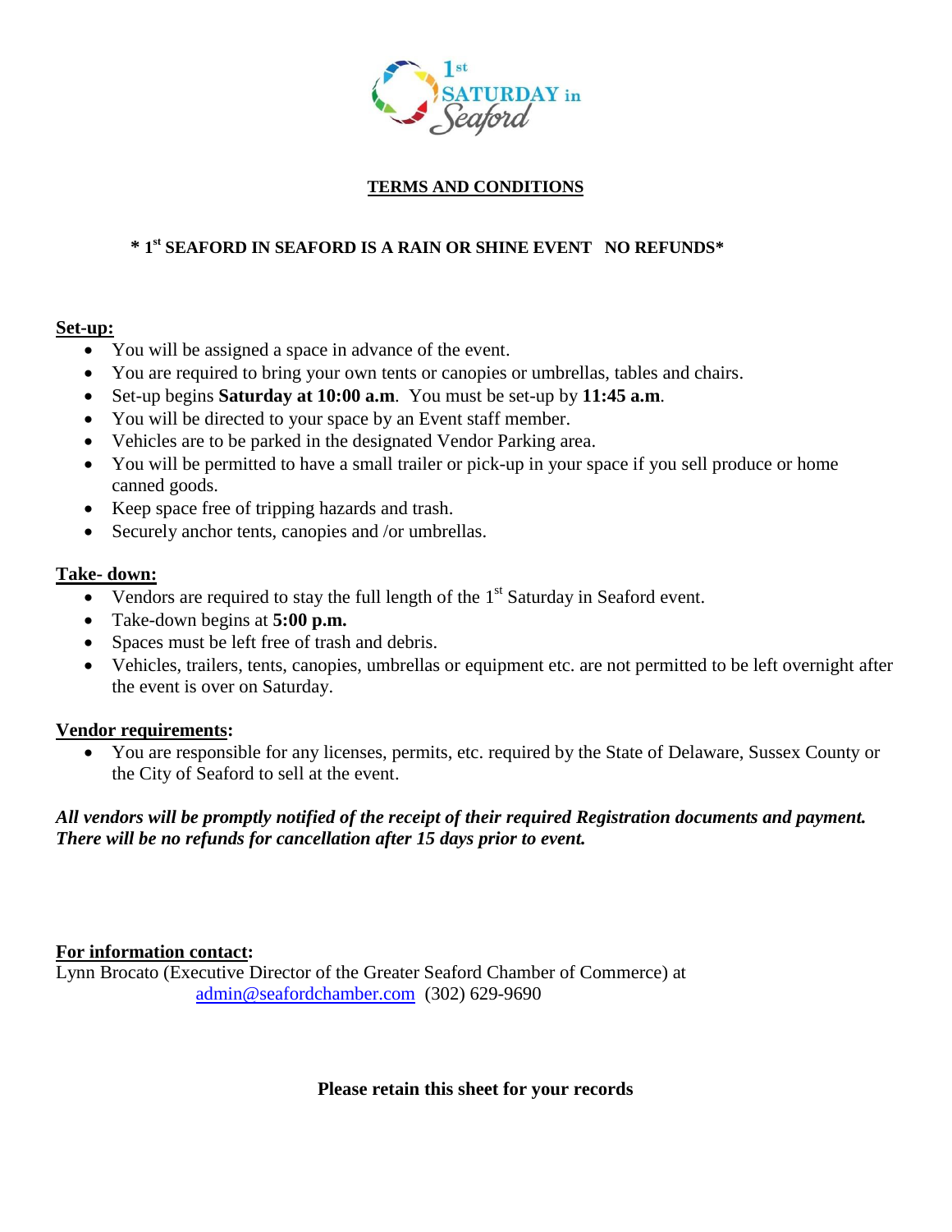1st SATURDAY in Seaford

## TERMS AND CONDITIONS

**\* 1st SEAFORD IN SEAFORD IS A RAIN OR SHINE EVENT NO REFUNDS\***

### Set-up:

- You will be assigned a space in advance of the event.
- You are required to bring your own tents or canopies or umbrellas, tables and chairs.
- Set-up begins **Saturday at 10:00 a.m**. You must be set-up by **11:45 a.m**.
- You will be directed to your space by an Event staff member.
- Vehicles are to be parked in the designated Vendor Parking area.
- You will be permitted to have a small trailer or pick-up in your space if you sell produce or home canned goods.
- Keep space free of tripping hazards and trash.
- Securely anchor tents, canopies and /or umbrellas.

### Take- down:

- Vendors are required to stay the full length of the 1st Saturday in Seaford event.
- Take-down begins at **5:00 p.m.**
- Spaces must be left free of trash and debris.
- Vehicles, trailers, tents, canopies, umbrellas or equipment etc. are not permitted to be left overnight after the event is over on Saturday.

### Vendor requirements:

- You are responsible for any licenses, permits, etc. required by the State of Delaware, Sussex County or the City of Seaford to sell at the event.

***All vendors will be promptly notified of the receipt of their required Registration documents and payment. There will be no refunds for cancellation after 15 days prior to event.***

**For information contact:**
Lynn Brocato (Executive Director of the Greater Seaford Chamber of Commerce) at
admin@seafordchamber.com (302) 629-9690

**Please retain this sheet for your records**